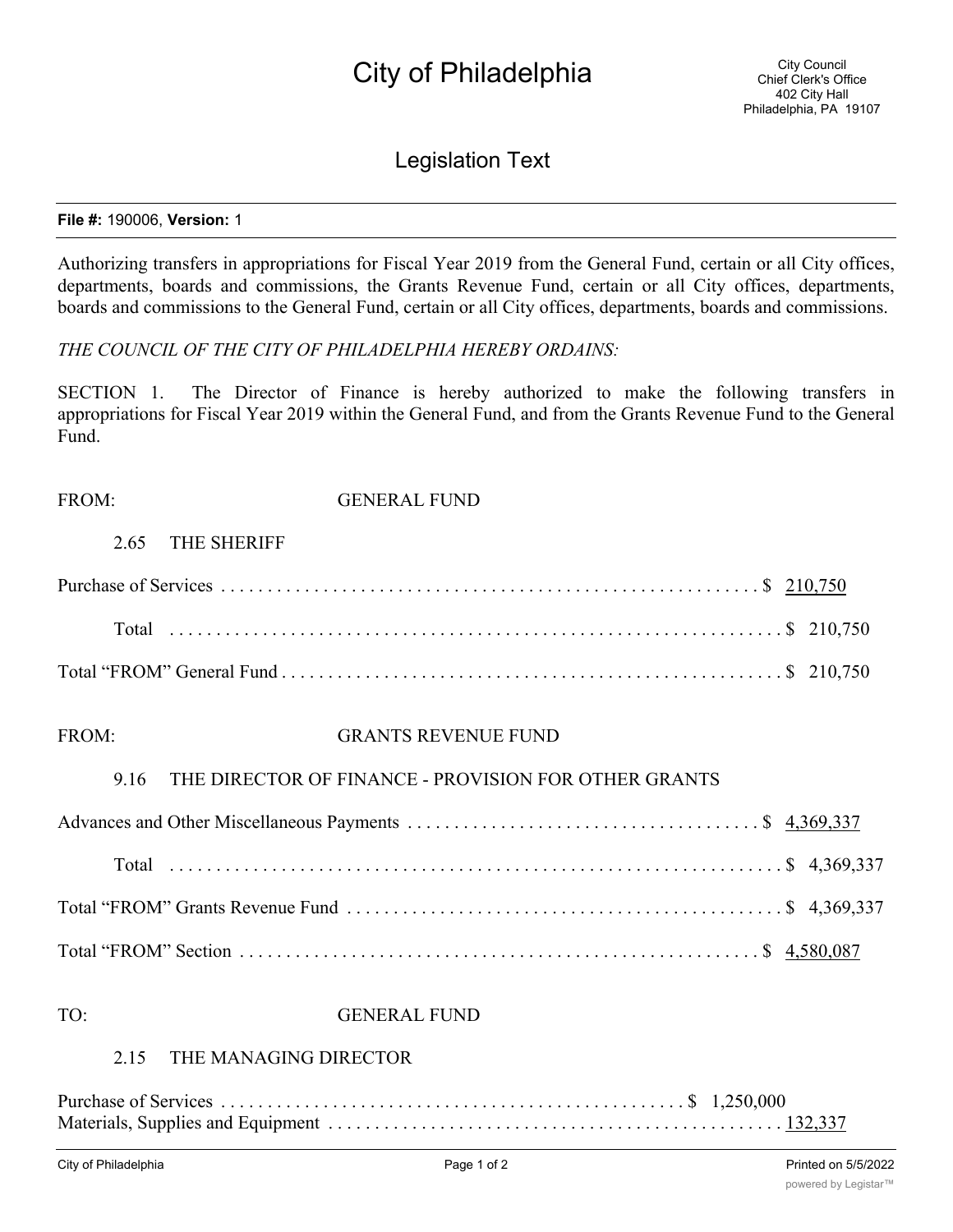# City of Philadelphia

City Council
Chief Clerk's Office
402 City Hall
Philadelphia, PA 19107

## Legislation Text

**File #:** 190006, **Version:** 1

Authorizing transfers in appropriations for Fiscal Year 2019 from the General Fund, certain or all City offices, departments, boards and commissions, the Grants Revenue Fund, certain or all City offices, departments, boards and commissions to the General Fund, certain or all City offices, departments, boards and commissions.

*THE COUNCIL OF THE CITY OF PHILADELPHIA HEREBY ORDAINS:*

SECTION 1. The Director of Finance is hereby authorized to make the following transfers in appropriations for Fiscal Year 2019 within the General Fund, and from the Grants Revenue Fund to the General Fund.

FROM: GENERAL FUND

2.65 THE SHERIFF

Purchase of Services . . . . . . . . . . . . . . . . . . . . . . . . . . . . . . . . . . . . . . . . . . . . . . . . . . . . . . $ 210,750

Total . . . . . . . . . . . . . . . . . . . . . . . . . . . . . . . . . . . . . . . . . . . . . . . . . . . . . . . . . . . . . . . $ 210,750

Total “FROM” General Fund . . . . . . . . . . . . . . . . . . . . . . . . . . . . . . . . . . . . . . . . . . . . . . . . . . $ 210,750

FROM: GRANTS REVENUE FUND

9.16 THE DIRECTOR OF FINANCE - PROVISION FOR OTHER GRANTS

Advances and Other Miscellaneous Payments . . . . . . . . . . . . . . . . . . . . . . . . . . . . . . . . . . . . $ 4,369,337

Total . . . . . . . . . . . . . . . . . . . . . . . . . . . . . . . . . . . . . . . . . . . . . . . . . . . . . . . . . . . . . . . $ 4,369,337

Total “FROM” Grants Revenue Fund . . . . . . . . . . . . . . . . . . . . . . . . . . . . . . . . . . . . . . . . . . . . $ 4,369,337

Total “FROM” Section . . . . . . . . . . . . . . . . . . . . . . . . . . . . . . . . . . . . . . . . . . . . . . . . . . . . . $ 4,580,087

TO: GENERAL FUND

2.15 THE MANAGING DIRECTOR

Purchase of Services . . . . . . . . . . . . . . . . . . . . . . . . . . . . . . . . . . . . . . . . . . . . . . . . $ 1,250,000
Materials, Supplies and Equipment . . . . . . . . . . . . . . . . . . . . . . . . . . . . . . . . . . . . . . . . . . . . . . . 132,337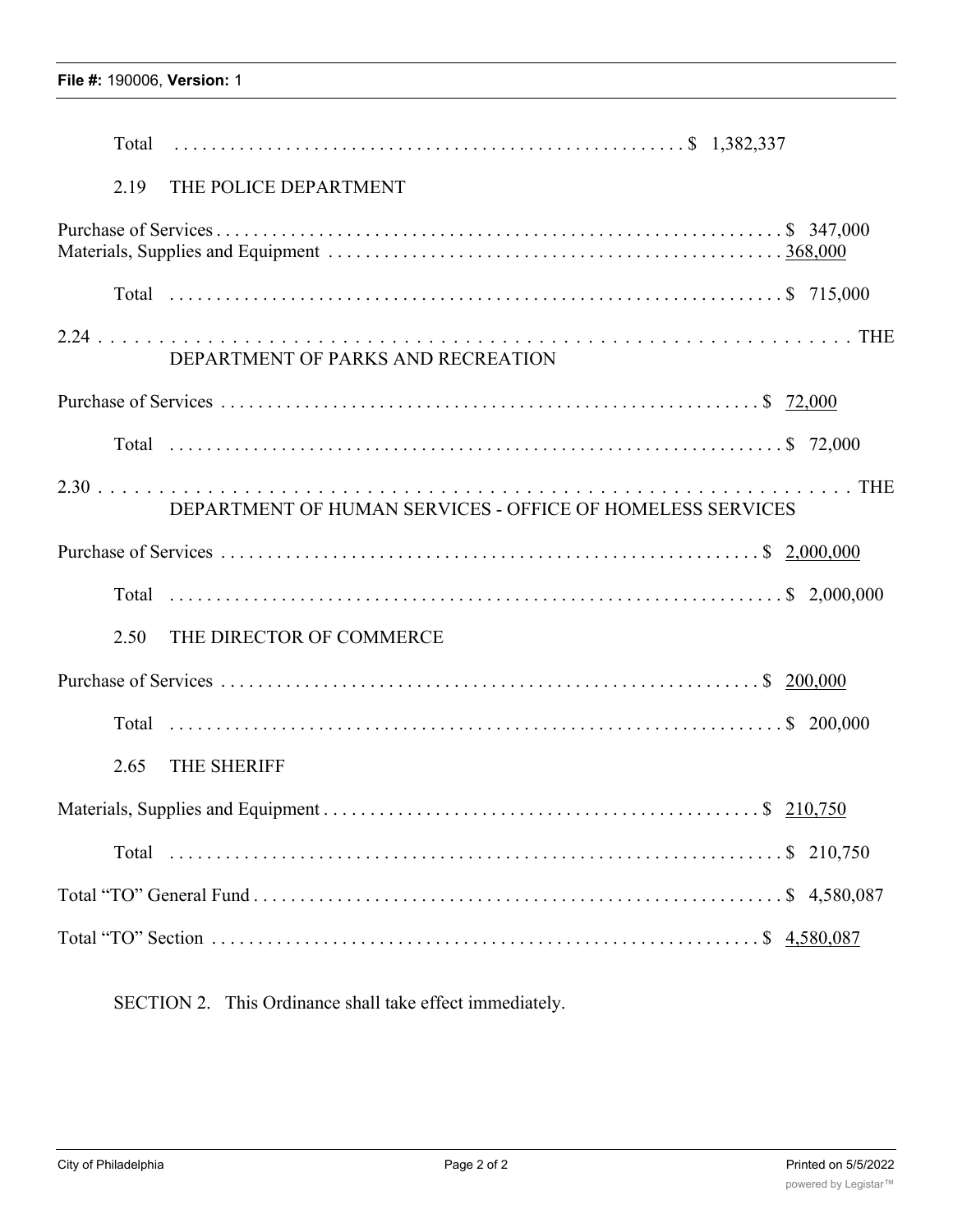Total . . . . . . . . . . . . . . . . . . . . . . . . . . . . . . . . . . . . . . . . . . . . . . . . . . . . $ 1,382,337

2.19 THE POLICE DEPARTMENT

Purchase of Services . . . . . . . . . . . . . . . . . . . . . . . . . . . . . . . . . . . . . . . . . . . . . . . . . . . . . . . . . . . . . $ 347,000
Materials, Supplies and Equipment . . . . . . . . . . . . . . . . . . . . . . . . . . . . . . . . . . . . . . . . . . . . . . . . 368,000

Total . . . . . . . . . . . . . . . . . . . . . . . . . . . . . . . . . . . . . . . . . . . . . . . . . . . . . . . . . . . . . . . . . $ 715,000

2.24 . . . . . . . . . . . . . . . . . . . . . . . . . . . . . . . . . . . . . . . . . . . . . . . . . . . . . . . . . . . . . . . . . . THE DEPARTMENT OF PARKS AND RECREATION

Purchase of Services . . . . . . . . . . . . . . . . . . . . . . . . . . . . . . . . . . . . . . . . . . . . . . . . . . . . . . . . . $ 72,000

Total . . . . . . . . . . . . . . . . . . . . . . . . . . . . . . . . . . . . . . . . . . . . . . . . . . . . . . . . . . . . . . . . . $ 72,000

2.30 . . . . . . . . . . . . . . . . . . . . . . . . . . . . . . . . . . . . . . . . . . . . . . . . . . . . . . . . . . . . . . . . . . THE DEPARTMENT OF HUMAN SERVICES - OFFICE OF HOMELESS SERVICES

Purchase of Services . . . . . . . . . . . . . . . . . . . . . . . . . . . . . . . . . . . . . . . . . . . . . . . . . . . . . . . . . $ 2,000,000

Total . . . . . . . . . . . . . . . . . . . . . . . . . . . . . . . . . . . . . . . . . . . . . . . . . . . . . . . . . . . . . . . . . $ 2,000,000

2.50 THE DIRECTOR OF COMMERCE

Purchase of Services . . . . . . . . . . . . . . . . . . . . . . . . . . . . . . . . . . . . . . . . . . . . . . . . . . . . . . . . . $ 200,000

Total . . . . . . . . . . . . . . . . . . . . . . . . . . . . . . . . . . . . . . . . . . . . . . . . . . . . . . . . . . . . . . . . . $ 200,000

2.65 THE SHERIFF

Materials, Supplies and Equipment . . . . . . . . . . . . . . . . . . . . . . . . . . . . . . . . . . . . . . . . . . . . . . $ 210,750

Total . . . . . . . . . . . . . . . . . . . . . . . . . . . . . . . . . . . . . . . . . . . . . . . . . . . . . . . . . . . . . . . . . $ 210,750

Total "TO" General Fund . . . . . . . . . . . . . . . . . . . . . . . . . . . . . . . . . . . . . . . . . . . . . . . . . . . . . . $ 4,580,087

Total "TO" Section . . . . . . . . . . . . . . . . . . . . . . . . . . . . . . . . . . . . . . . . . . . . . . . . . . . . . . . . . . $ 4,580,087

SECTION 2. This Ordinance shall take effect immediately.